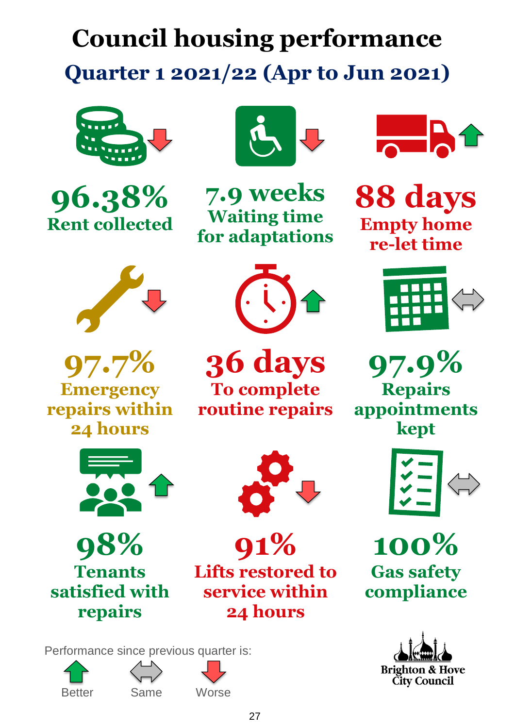# Council housing performance

## Quarter 1 2021/22 (Apr to Jun 2021)

**96.38%**
Rent collected

**7.9 weeks**
Waiting time for adaptations

**88 days**
Empty home re-let time

**97.7%**
Emergency repairs within 24 hours

**36 days**
To complete routine repairs

**97.9%**
Repairs appointments kept

**98%**
Tenants satisfied with repairs

**91%**
Lifts restored to service within 24 hours

**100%**
Gas safety compliance

Performance since previous quarter is:

Better Same Worse

Brighton & Hove City Council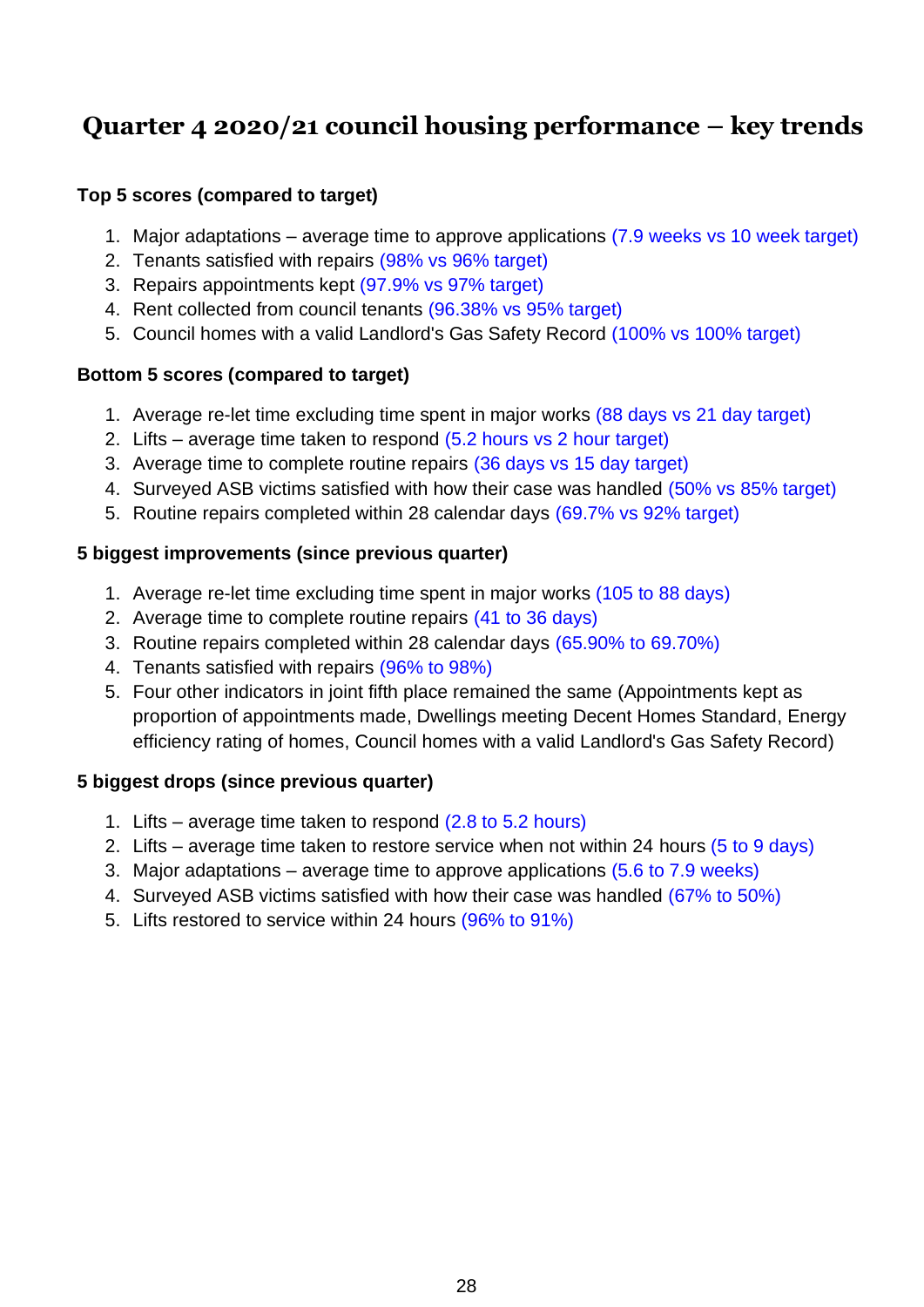# Quarter 4 2020/21 council housing performance – key trends

**Top 5 scores (compared to target)**

1. Major adaptations – average time to approve applications (7.9 weeks vs 10 week target)
2. Tenants satisfied with repairs (98% vs 96% target)
3. Repairs appointments kept (97.9% vs 97% target)
4. Rent collected from council tenants (96.38% vs 95% target)
5. Council homes with a valid Landlord's Gas Safety Record (100% vs 100% target)

**Bottom 5 scores (compared to target)**

1. Average re-let time excluding time spent in major works (88 days vs 21 day target)
2. Lifts – average time taken to respond (5.2 hours vs 2 hour target)
3. Average time to complete routine repairs (36 days vs 15 day target)
4. Surveyed ASB victims satisfied with how their case was handled (50% vs 85% target)
5. Routine repairs completed within 28 calendar days (69.7% vs 92% target)

**5 biggest improvements (since previous quarter)**

1. Average re-let time excluding time spent in major works (105 to 88 days)
2. Average time to complete routine repairs (41 to 36 days)
3. Routine repairs completed within 28 calendar days (65.90% to 69.70%)
4. Tenants satisfied with repairs (96% to 98%)
5. Four other indicators in joint fifth place remained the same (Appointments kept as proportion of appointments made, Dwellings meeting Decent Homes Standard, Energy efficiency rating of homes, Council homes with a valid Landlord's Gas Safety Record)

**5 biggest drops (since previous quarter)**

1. Lifts – average time taken to respond (2.8 to 5.2 hours)
2. Lifts – average time taken to restore service when not within 24 hours (5 to 9 days)
3. Major adaptations – average time to approve applications (5.6 to 7.9 weeks)
4. Surveyed ASB victims satisfied with how their case was handled (67% to 50%)
5. Lifts restored to service within 24 hours (96% to 91%)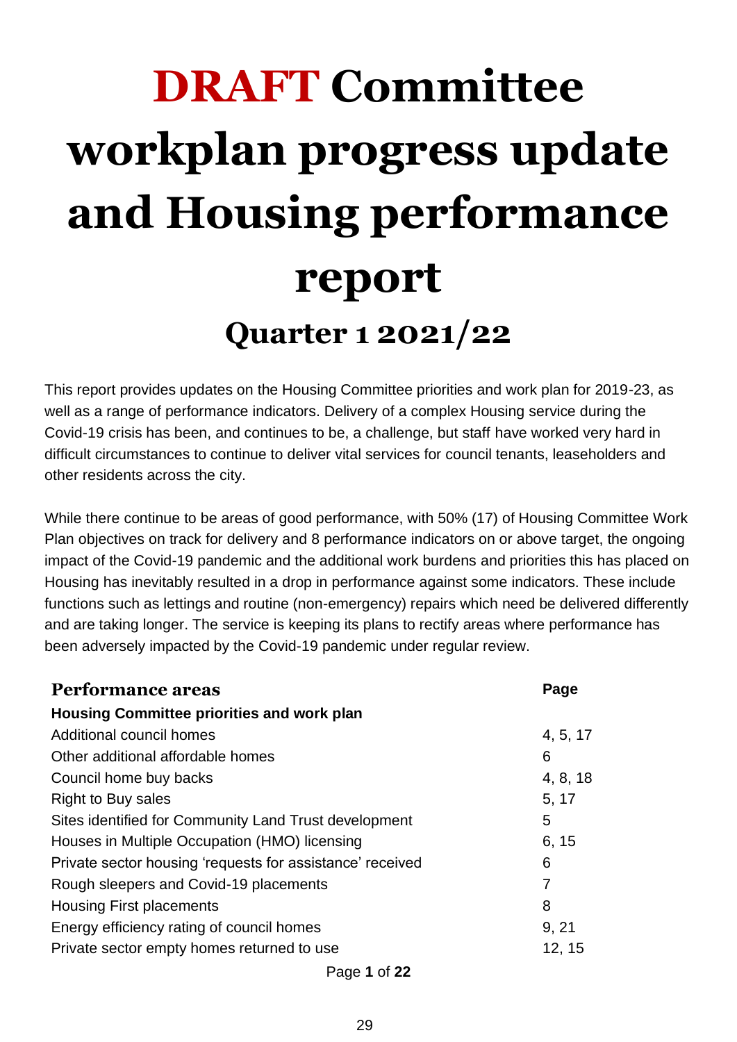# DRAFT Committee workplan progress update and Housing performance report

## Quarter 1 2021/22

This report provides updates on the Housing Committee priorities and work plan for 2019-23, as well as a range of performance indicators. Delivery of a complex Housing service during the Covid-19 crisis has been, and continues to be, a challenge, but staff have worked very hard in difficult circumstances to continue to deliver vital services for council tenants, leaseholders and other residents across the city.

While there continue to be areas of good performance, with 50% (17) of Housing Committee Work Plan objectives on track for delivery and 8 performance indicators on or above target, the ongoing impact of the Covid-19 pandemic and the additional work burdens and priorities this has placed on Housing has inevitably resulted in a drop in performance against some indicators. These include functions such as lettings and routine (non-emergency) repairs which need be delivered differently and are taking longer. The service is keeping its plans to rectify areas where performance has been adversely impacted by the Covid-19 pandemic under regular review.

| Performance areas | Page |
|---|---|
| **Housing Committee priorities and work plan** | |
| Additional council homes | 4, 5, 17 |
| Other additional affordable homes | 6 |
| Council home buy backs | 4, 8, 18 |
| Right to Buy sales | 5, 17 |
| Sites identified for Community Land Trust development | 5 |
| Houses in Multiple Occupation (HMO) licensing | 6, 15 |
| Private sector housing 'requests for assistance' received | 6 |
| Rough sleepers and Covid-19 placements | 7 |
| Housing First placements | 8 |
| Energy efficiency rating of council homes | 9, 21 |
| Private sector empty homes returned to use | 12, 15 |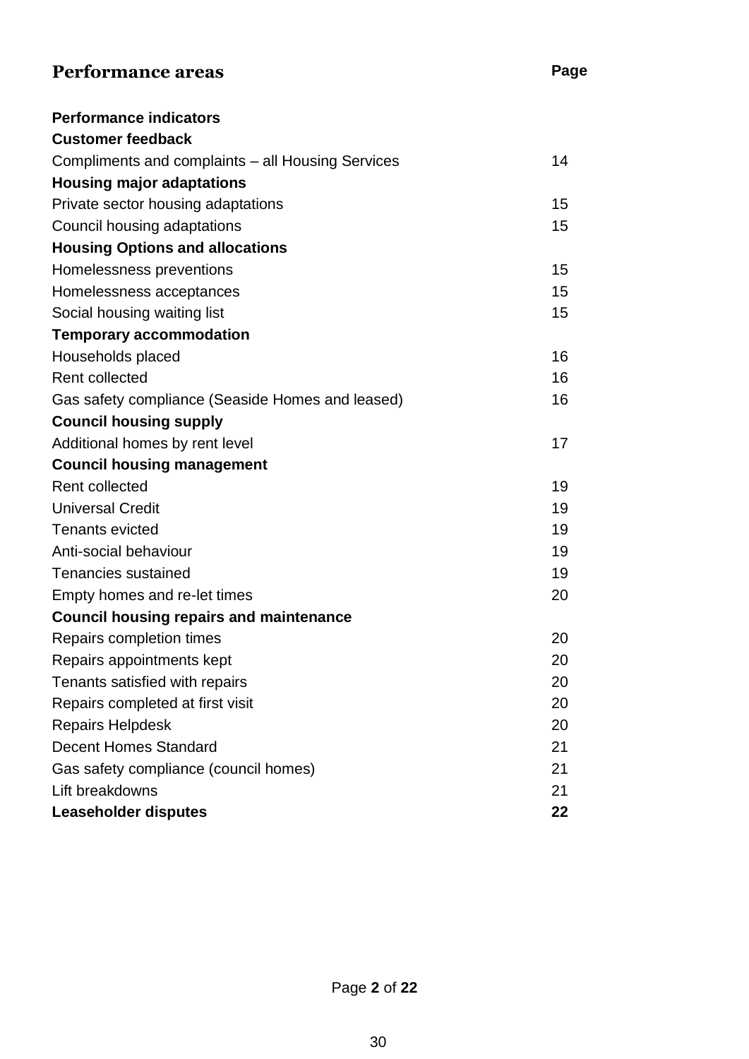## Performance areas

| | Page |
|---|---|
| **Performance indicators** | |
| **Customer feedback** | |
| Compliments and complaints – all Housing Services | 14 |
| **Housing major adaptations** | |
| Private sector housing adaptations | 15 |
| Council housing adaptations | 15 |
| **Housing Options and allocations** | |
| Homelessness preventions | 15 |
| Homelessness acceptances | 15 |
| Social housing waiting list | 15 |
| **Temporary accommodation** | |
| Households placed | 16 |
| Rent collected | 16 |
| Gas safety compliance (Seaside Homes and leased) | 16 |
| **Council housing supply** | |
| Additional homes by rent level | 17 |
| **Council housing management** | |
| Rent collected | 19 |
| Universal Credit | 19 |
| Tenants evicted | 19 |
| Anti-social behaviour | 19 |
| Tenancies sustained | 19 |
| Empty homes and re-let times | 20 |
| **Council housing repairs and maintenance** | |
| Repairs completion times | 20 |
| Repairs appointments kept | 20 |
| Tenants satisfied with repairs | 20 |
| Repairs completed at first visit | 20 |
| Repairs Helpdesk | 20 |
| Decent Homes Standard | 21 |
| Gas safety compliance (council homes) | 21 |
| Lift breakdowns | 21 |
| **Leaseholder disputes** | **22** |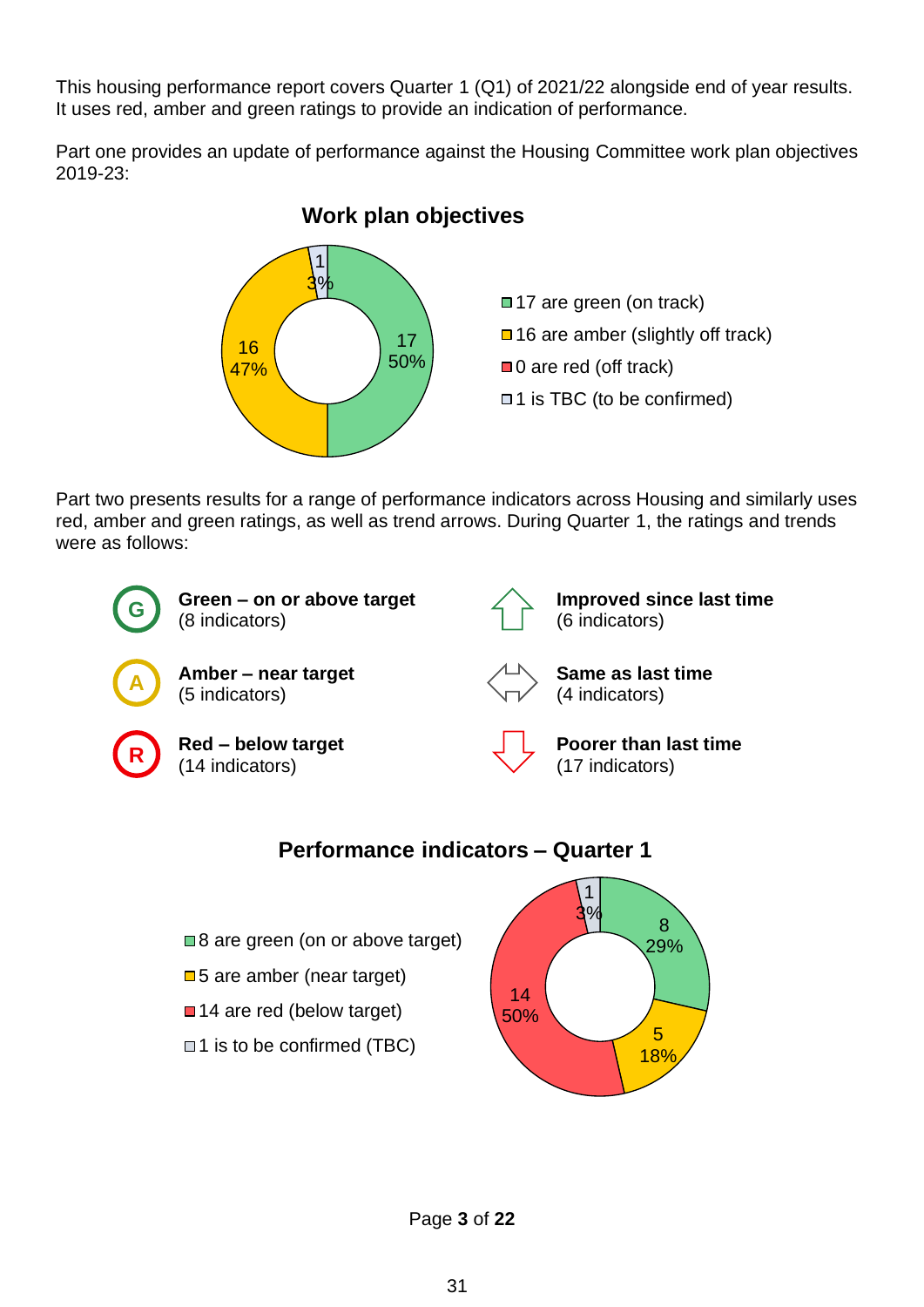This housing performance report covers Quarter 1 (Q1) of 2021/22 alongside end of year results. It uses red, amber and green ratings to provide an indication of performance.

Part one provides an update of performance against the Housing Committee work plan objectives 2019-23:

## Work plan objectives

1
3%

17
50%

16
47%

- 17 are green (on track)
- 16 are amber (slightly off track)
- 0 are red (off track)
- 1 is TBC (to be confirmed)

Part two presents results for a range of performance indicators across Housing and similarly uses red, amber and green ratings, as well as trend arrows. During Quarter 1, the ratings and trends were as follows:

G **Green – on or above target**
(8 indicators)

A **Amber – near target**
(5 indicators)

R **Red – below target**
(14 indicators)

**Improved since last time**
(6 indicators)

**Same as last time**
(4 indicators)

**Poorer than last time**
(17 indicators)

## Performance indicators – Quarter 1

- 8 are green (on or above target)
- 5 are amber (near target)
- 14 are red (below target)
- 1 is to be confirmed (TBC)

1
3%

8
29%

5
18%

14
50%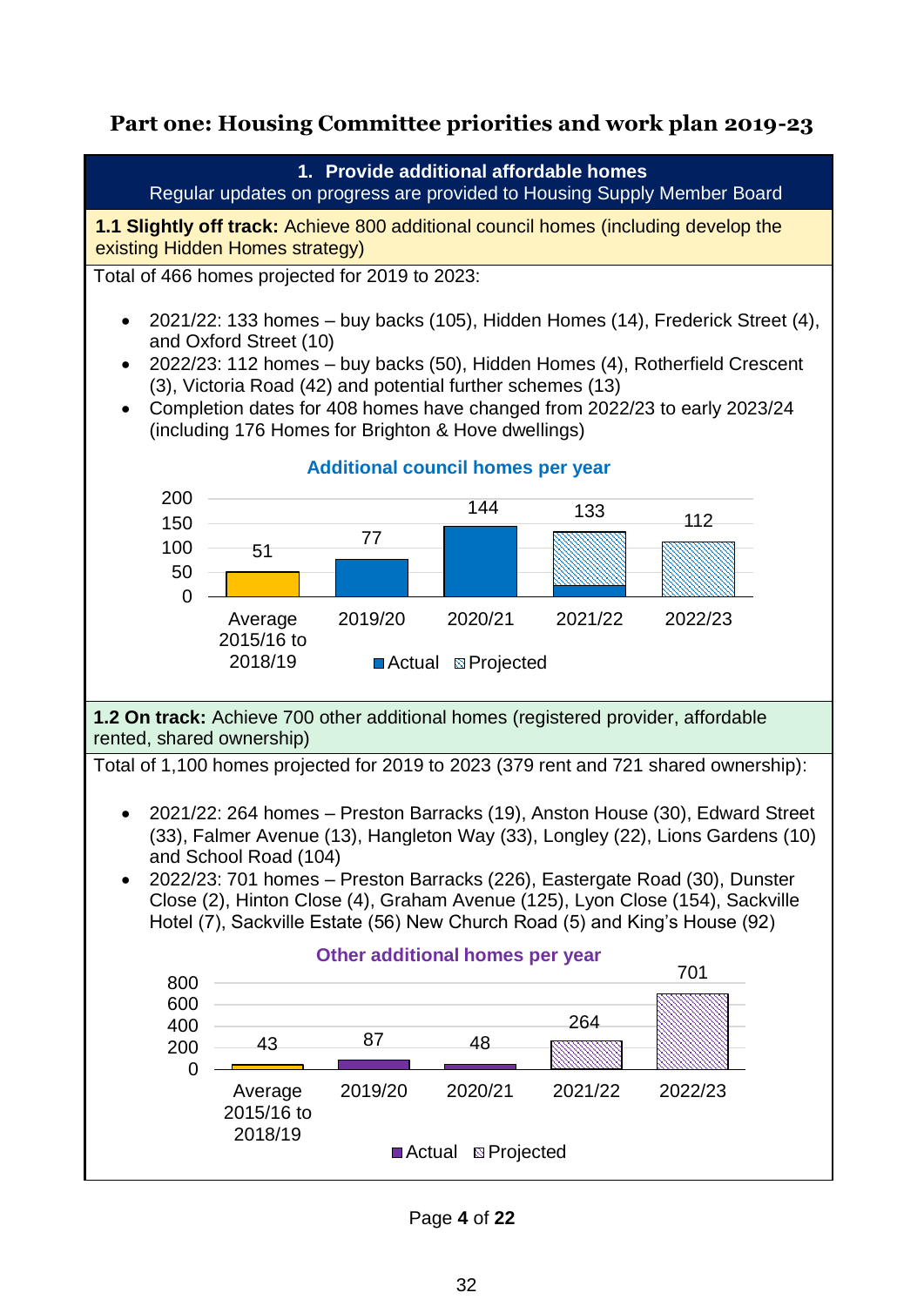# Part one: Housing Committee priorities and work plan 2019-23

## 1. Provide additional affordable homes

Regular updates on progress are provided to Housing Supply Member Board

**1.1 Slightly off track:** Achieve 800 additional council homes (including develop the existing Hidden Homes strategy)

Total of 466 homes projected for 2019 to 2023:

- 2021/22: 133 homes – buy backs (105), Hidden Homes (14), Frederick Street (4), and Oxford Street (10)
- 2022/23: 112 homes – buy backs (50), Hidden Homes (4), Rotherfield Crescent (3), Victoria Road (42) and potential further schemes (13)
- Completion dates for 408 homes have changed from 2022/23 to early 2023/24 (including 176 Homes for Brighton & Hove dwellings)

Additional council homes per year

200
150
100
50
0

51
77
144
133
112

Average 2015/16 to 2018/19
2019/20
2020/21
2021/22
2022/23

Actual
Projected

**1.2 On track:** Achieve 700 other additional homes (registered provider, affordable rented, shared ownership)

Total of 1,100 homes projected for 2019 to 2023 (379 rent and 721 shared ownership):

- 2021/22: 264 homes – Preston Barracks (19), Anston House (30), Edward Street (33), Falmer Avenue (13), Hangleton Way (33), Longley (22), Lions Gardens (10) and School Road (104)
- 2022/23: 701 homes – Preston Barracks (226), Eastergate Road (30), Dunster Close (2), Hinton Close (4), Graham Avenue (125), Lyon Close (154), Sackville Hotel (7), Sackville Estate (56) New Church Road (5) and King's House (92)

Other additional homes per year

800
600
400
200
0

43
87
48
264
701

Average 2015/16 to 2018/19
2019/20
2020/21
2021/22
2022/23

Actual
Projected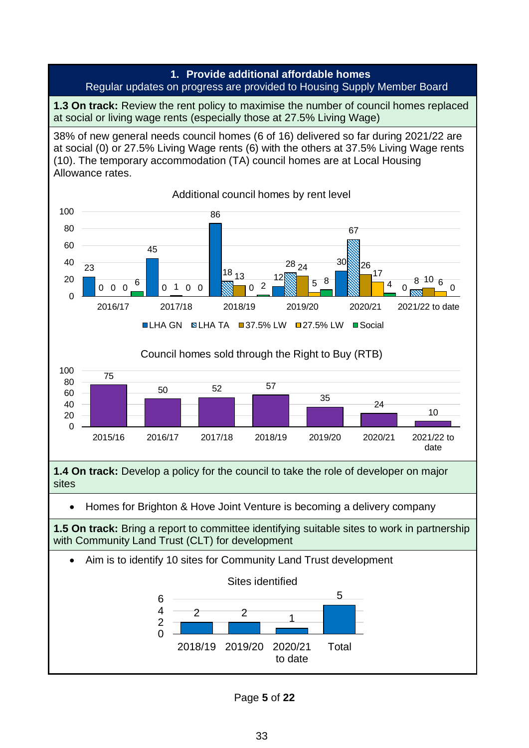## 1. Provide additional affordable homes

Regular updates on progress are provided to Housing Supply Member Board

**1.3 On track:** Review the rent policy to maximise the number of council homes replaced at social or living wage rents (especially those at 27.5% Living Wage)

38% of new general needs council homes (6 of 16) delivered so far during 2021/22 are at social (0) or 27.5% Living Wage rents (6) with the others at 37.5% Living Wage rents (10). The temporary accommodation (TA) council homes are at Local Housing Allowance rates.

Additional council homes by rent level

100
80
60
40
20
0

2016/17: 23, 0, 0, 0, 6
2017/18: 45, 0, 1, 0, 0
2018/19: 86, 18, 13, 0, 2
2019/20: 12, 28, 24, 5, 8
2020/21: 30, 67, 26, 17, 4
2021/22 to date: 0, 8, 10, 6, 0

LHA GN, LHA TA, 37.5% LW, 27.5% LW, Social

Council homes sold through the Right to Buy (RTB)

100
80
60
40
20
0

2015/16: 75
2016/17: 50
2017/18: 52
2018/19: 57
2019/20: 35
2020/21: 24
2021/22 to date: 10

**1.4 On track:** Develop a policy for the council to take the role of developer on major sites

- Homes for Brighton & Hove Joint Venture is becoming a delivery company

**1.5 On track:** Bring a report to committee identifying suitable sites to work in partnership with Community Land Trust (CLT) for development

- Aim is to identify 10 sites for Community Land Trust development

Sites identified

6
4
2
0

2018/19: 2
2019/20: 2
2020/21 to date: 1
Total: 5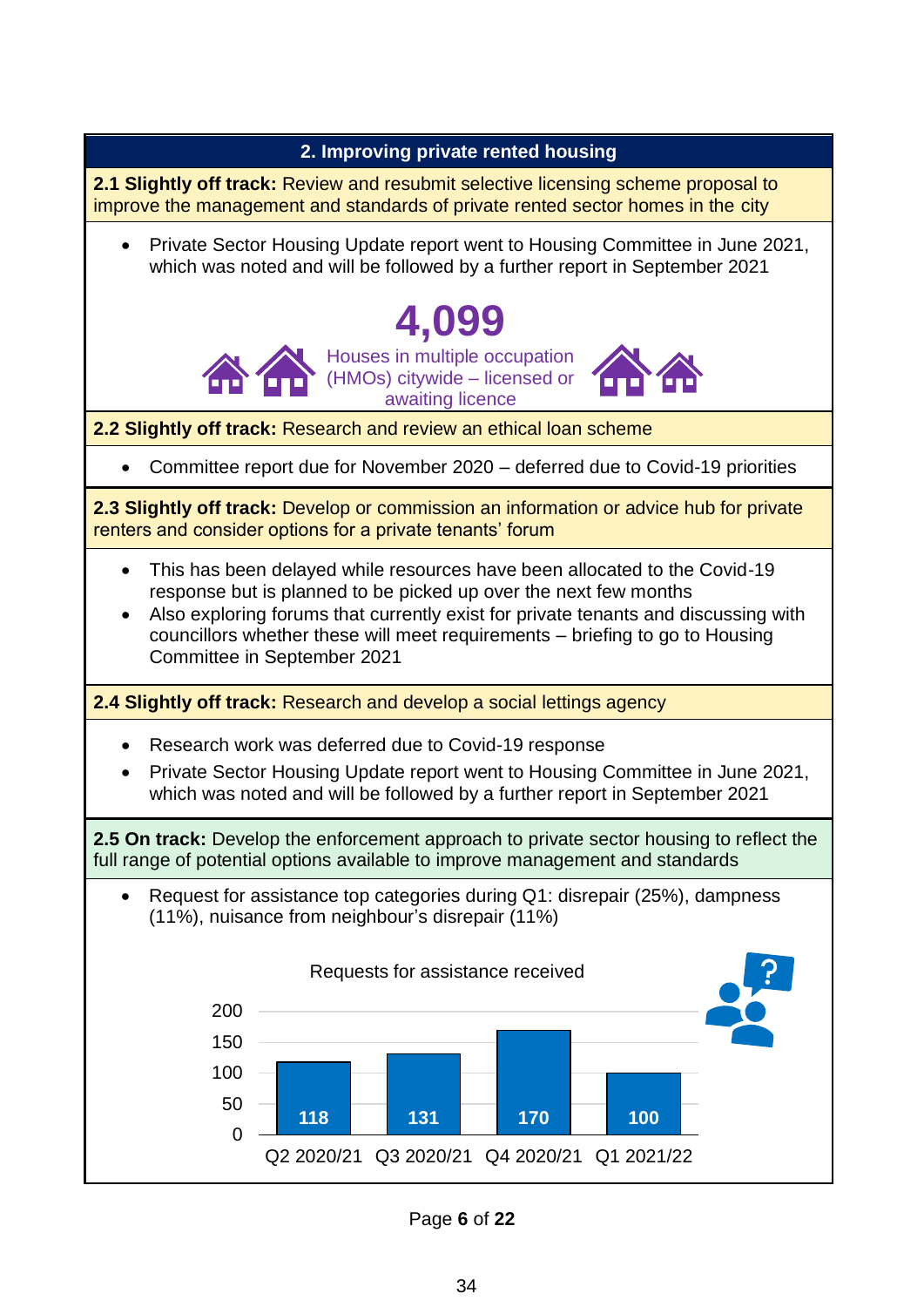## 2. Improving private rented housing

**2.1 Slightly off track:** Review and resubmit selective licensing scheme proposal to improve the management and standards of private rented sector homes in the city

- Private Sector Housing Update report went to Housing Committee in June 2021, which was noted and will be followed by a further report in September 2021

**4,099**
Houses in multiple occupation (HMOs) citywide – licensed or awaiting licence

**2.2 Slightly off track:** Research and review an ethical loan scheme

- Committee report due for November 2020 – deferred due to Covid-19 priorities

**2.3 Slightly off track:** Develop or commission an information or advice hub for private renters and consider options for a private tenants' forum

- This has been delayed while resources have been allocated to the Covid-19 response but is planned to be picked up over the next few months
- Also exploring forums that currently exist for private tenants and discussing with councillors whether these will meet requirements – briefing to go to Housing Committee in September 2021

**2.4 Slightly off track:** Research and develop a social lettings agency

- Research work was deferred due to Covid-19 response
- Private Sector Housing Update report went to Housing Committee in June 2021, which was noted and will be followed by a further report in September 2021

**2.5 On track:** Develop the enforcement approach to private sector housing to reflect the full range of potential options available to improve management and standards

- Request for assistance top categories during Q1: disrepair (25%), dampness (11%), nuisance from neighbour's disrepair (11%)

Requests for assistance received

| Quarter | Requests |
|---|---|
| Q2 2020/21 | 118 |
| Q3 2020/21 | 131 |
| Q4 2020/21 | 170 |
| Q1 2021/22 | 100 |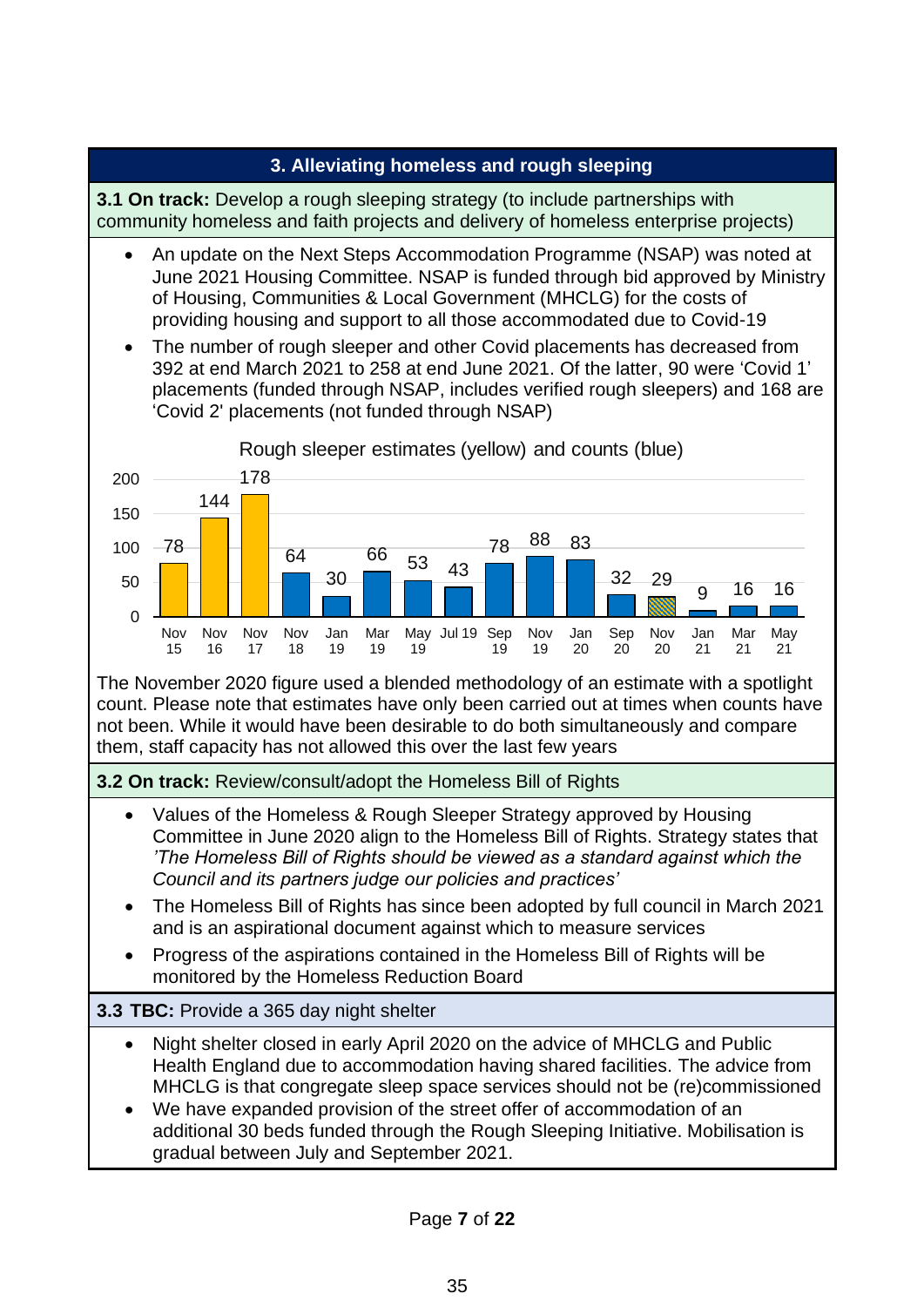## 3. Alleviating homeless and rough sleeping

**3.1 On track:** Develop a rough sleeping strategy (to include partnerships with community homeless and faith projects and delivery of homeless enterprise projects)

- An update on the Next Steps Accommodation Programme (NSAP) was noted at June 2021 Housing Committee. NSAP is funded through bid approved by Ministry of Housing, Communities & Local Government (MHCLG) for the costs of providing housing and support to all those accommodated due to Covid-19
- The number of rough sleeper and other Covid placements has decreased from 392 at end March 2021 to 258 at end June 2021. Of the latter, 90 were 'Covid 1' placements (funded through NSAP, includes verified rough sleepers) and 168 are 'Covid 2' placements (not funded through NSAP)

Rough sleeper estimates (yellow) and counts (blue)

| Period | Value | Type |
|---|---|---|
| Nov 15 | 78 | Estimate |
| Nov 16 | 144 | Estimate |
| Nov 17 | 178 | Estimate |
| Nov 18 | 64 | Count |
| Jan 19 | 30 | Count |
| Mar 19 | 66 | Count |
| May 19 | 53 | Count |
| Jul 19 | 43 | Count |
| Sep 19 | 78 | Count |
| Nov 19 | 88 | Count |
| Jan 20 | 83 | Count |
| Sep 20 | 32 | Count |
| Nov 20 | 29 | Blended |
| Jan 21 | 9 | Count |
| Mar 21 | 16 | Count |
| May 21 | 16 | Count |

The November 2020 figure used a blended methodology of an estimate with a spotlight count. Please note that estimates have only been carried out at times when counts have not been. While it would have been desirable to do both simultaneously and compare them, staff capacity has not allowed this over the last few years

**3.2 On track:** Review/consult/adopt the Homeless Bill of Rights

- Values of the Homeless & Rough Sleeper Strategy approved by Housing Committee in June 2020 align to the Homeless Bill of Rights. Strategy states that *'The Homeless Bill of Rights should be viewed as a standard against which the Council and its partners judge our policies and practices'*
- The Homeless Bill of Rights has since been adopted by full council in March 2021 and is an aspirational document against which to measure services
- Progress of the aspirations contained in the Homeless Bill of Rights will be monitored by the Homeless Reduction Board

**3.3 TBC:** Provide a 365 day night shelter

- Night shelter closed in early April 2020 on the advice of MHCLG and Public Health England due to accommodation having shared facilities. The advice from MHCLG is that congregate sleep space services should not be (re)commissioned
- We have expanded provision of the street offer of accommodation of an additional 30 beds funded through the Rough Sleeping Initiative. Mobilisation is gradual between July and September 2021.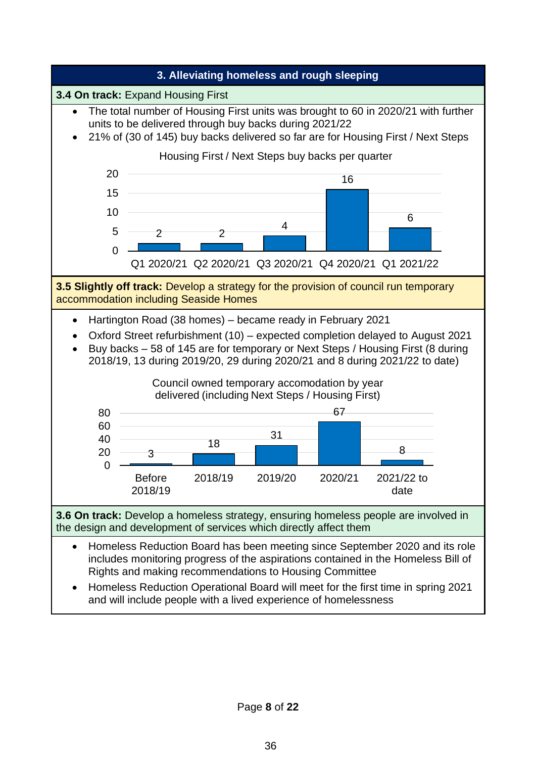## 3. Alleviating homeless and rough sleeping

**3.4 On track:** Expand Housing First

- The total number of Housing First units was brought to 60 in 2020/21 with further units to be delivered through buy backs during 2021/22
- 21% of (30 of 145) buy backs delivered so far are for Housing First / Next Steps

Housing First / Next Steps buy backs per quarter

20
15
10
5
0

2
2
4
16
6

Q1 2020/21 Q2 2020/21 Q3 2020/21 Q4 2020/21 Q1 2021/22

**3.5 Slightly off track:** Develop a strategy for the provision of council run temporary accommodation including Seaside Homes

- Hartington Road (38 homes) – became ready in February 2021
- Oxford Street refurbishment (10) – expected completion delayed to August 2021
- Buy backs – 58 of 145 are for temporary or Next Steps / Housing First (8 during 2018/19, 13 during 2019/20, 29 during 2020/21 and 8 during 2021/22 to date)

Council owned temporary accomodation by year delivered (including Next Steps / Housing First)

80
60
40
20
0

3
18
31
67
8

Before 2018/19
2018/19
2019/20
2020/21
2021/22 to date

**3.6 On track:** Develop a homeless strategy, ensuring homeless people are involved in the design and development of services which directly affect them

- Homeless Reduction Board has been meeting since September 2020 and its role includes monitoring progress of the aspirations contained in the Homeless Bill of Rights and making recommendations to Housing Committee
- Homeless Reduction Operational Board will meet for the first time in spring 2021 and will include people with a lived experience of homelessness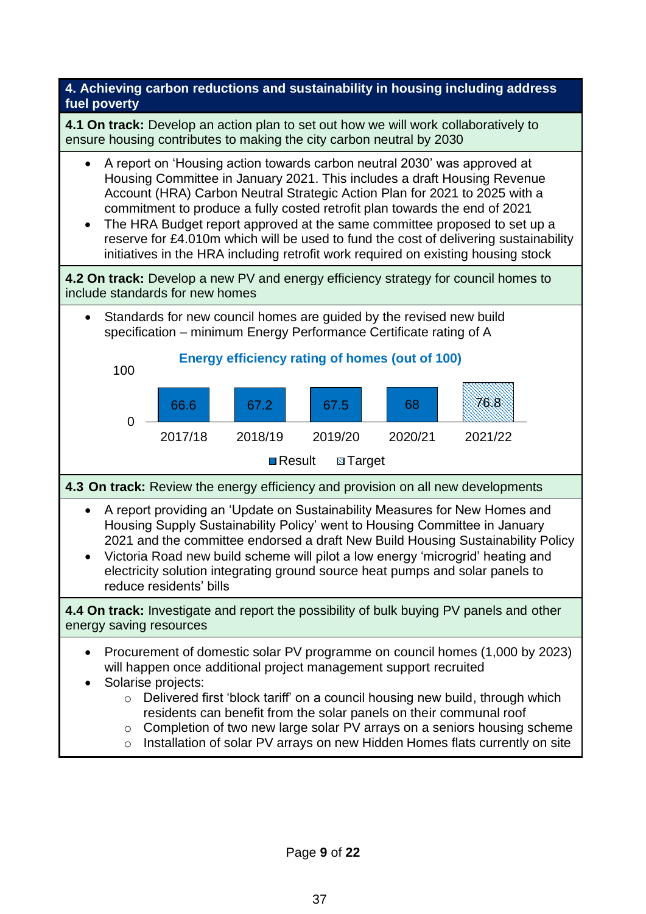## 4. Achieving carbon reductions and sustainability in housing including address fuel poverty

**4.1 On track:** Develop an action plan to set out how we will work collaboratively to ensure housing contributes to making the city carbon neutral by 2030

- A report on 'Housing action towards carbon neutral 2030' was approved at Housing Committee in January 2021. This includes a draft Housing Revenue Account (HRA) Carbon Neutral Strategic Action Plan for 2021 to 2025 with a commitment to produce a fully costed retrofit plan towards the end of 2021
- The HRA Budget report approved at the same committee proposed to set up a reserve for £4.010m which will be used to fund the cost of delivering sustainability initiatives in the HRA including retrofit work required on existing housing stock

**4.2 On track:** Develop a new PV and energy efficiency strategy for council homes to include standards for new homes

- Standards for new council homes are guided by the revised new build specification – minimum Energy Performance Certificate rating of A

**Energy efficiency rating of homes (out of 100)**

| Year | Result | Target |
|---|---|---|
| 2017/18 | 66.6 | |
| 2018/19 | 67.2 | |
| 2019/20 | 67.5 | |
| 2020/21 | 68 | |
| 2021/22 | | 76.8 |

**4.3 On track:** Review the energy efficiency and provision on all new developments

- A report providing an 'Update on Sustainability Measures for New Homes and Housing Supply Sustainability Policy' went to Housing Committee in January 2021 and the committee endorsed a draft New Build Housing Sustainability Policy
- Victoria Road new build scheme will pilot a low energy 'microgrid' heating and electricity solution integrating ground source heat pumps and solar panels to reduce residents' bills

**4.4 On track:** Investigate and report the possibility of bulk buying PV panels and other energy saving resources

- Procurement of domestic solar PV programme on council homes (1,000 by 2023) will happen once additional project management support recruited
- Solarise projects:
  - Delivered first 'block tariff' on a council housing new build, through which residents can benefit from the solar panels on their communal roof
  - Completion of two new large solar PV arrays on a seniors housing scheme
  - Installation of solar PV arrays on new Hidden Homes flats currently on site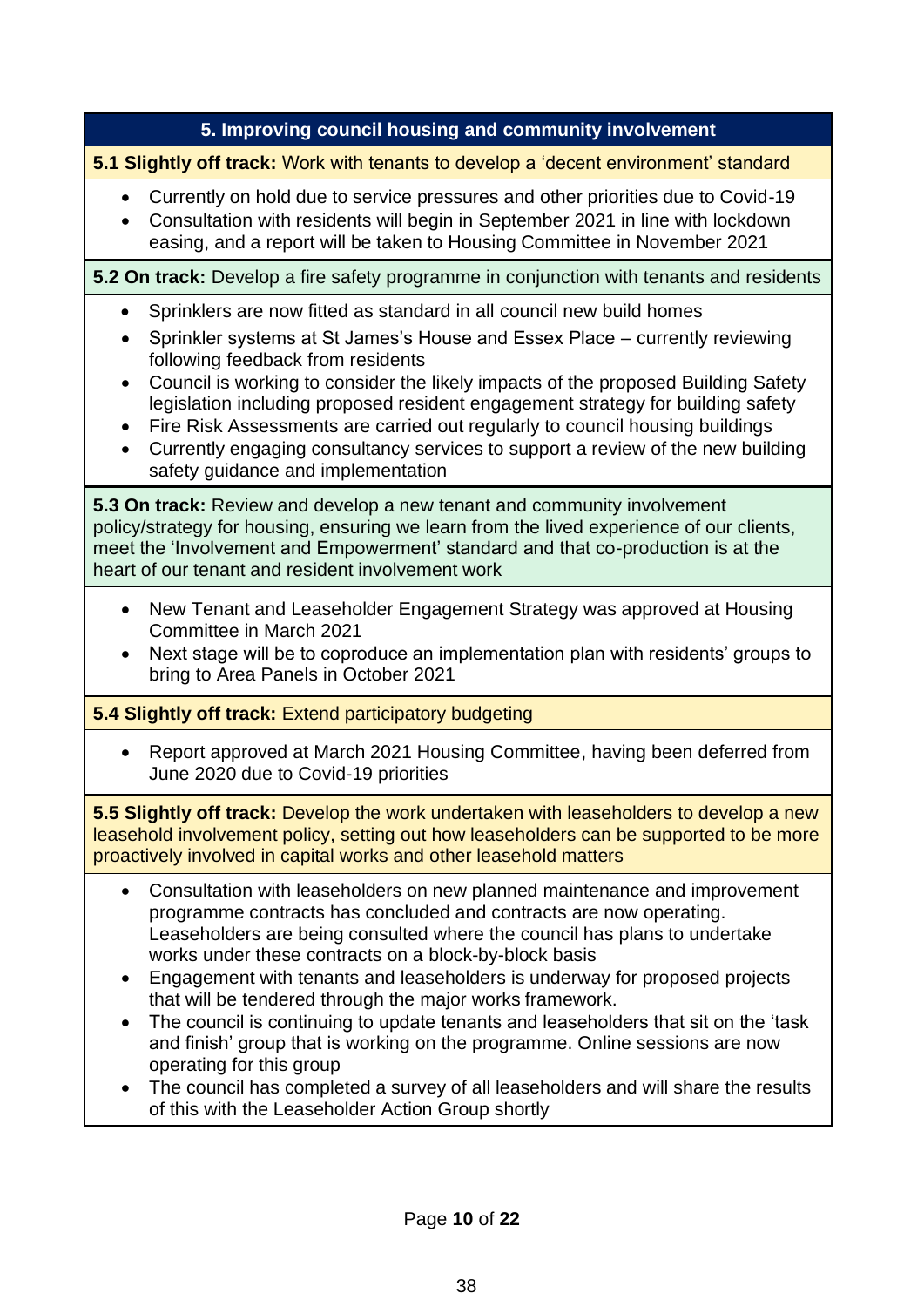## 5. Improving council housing and community involvement

**5.1 Slightly off track:** Work with tenants to develop a 'decent environment' standard

- Currently on hold due to service pressures and other priorities due to Covid-19
- Consultation with residents will begin in September 2021 in line with lockdown easing, and a report will be taken to Housing Committee in November 2021

**5.2 On track:** Develop a fire safety programme in conjunction with tenants and residents

- Sprinklers are now fitted as standard in all council new build homes
- Sprinkler systems at St James's House and Essex Place – currently reviewing following feedback from residents
- Council is working to consider the likely impacts of the proposed Building Safety legislation including proposed resident engagement strategy for building safety
- Fire Risk Assessments are carried out regularly to council housing buildings
- Currently engaging consultancy services to support a review of the new building safety guidance and implementation

**5.3 On track:** Review and develop a new tenant and community involvement policy/strategy for housing, ensuring we learn from the lived experience of our clients, meet the 'Involvement and Empowerment' standard and that co-production is at the heart of our tenant and resident involvement work

- New Tenant and Leaseholder Engagement Strategy was approved at Housing Committee in March 2021
- Next stage will be to coproduce an implementation plan with residents' groups to bring to Area Panels in October 2021

**5.4 Slightly off track:** Extend participatory budgeting

- Report approved at March 2021 Housing Committee, having been deferred from June 2020 due to Covid-19 priorities

**5.5 Slightly off track:** Develop the work undertaken with leaseholders to develop a new leasehold involvement policy, setting out how leaseholders can be supported to be more proactively involved in capital works and other leasehold matters

- Consultation with leaseholders on new planned maintenance and improvement programme contracts has concluded and contracts are now operating. Leaseholders are being consulted where the council has plans to undertake works under these contracts on a block-by-block basis
- Engagement with tenants and leaseholders is underway for proposed projects that will be tendered through the major works framework.
- The council is continuing to update tenants and leaseholders that sit on the 'task and finish' group that is working on the programme. Online sessions are now operating for this group
- The council has completed a survey of all leaseholders and will share the results of this with the Leaseholder Action Group shortly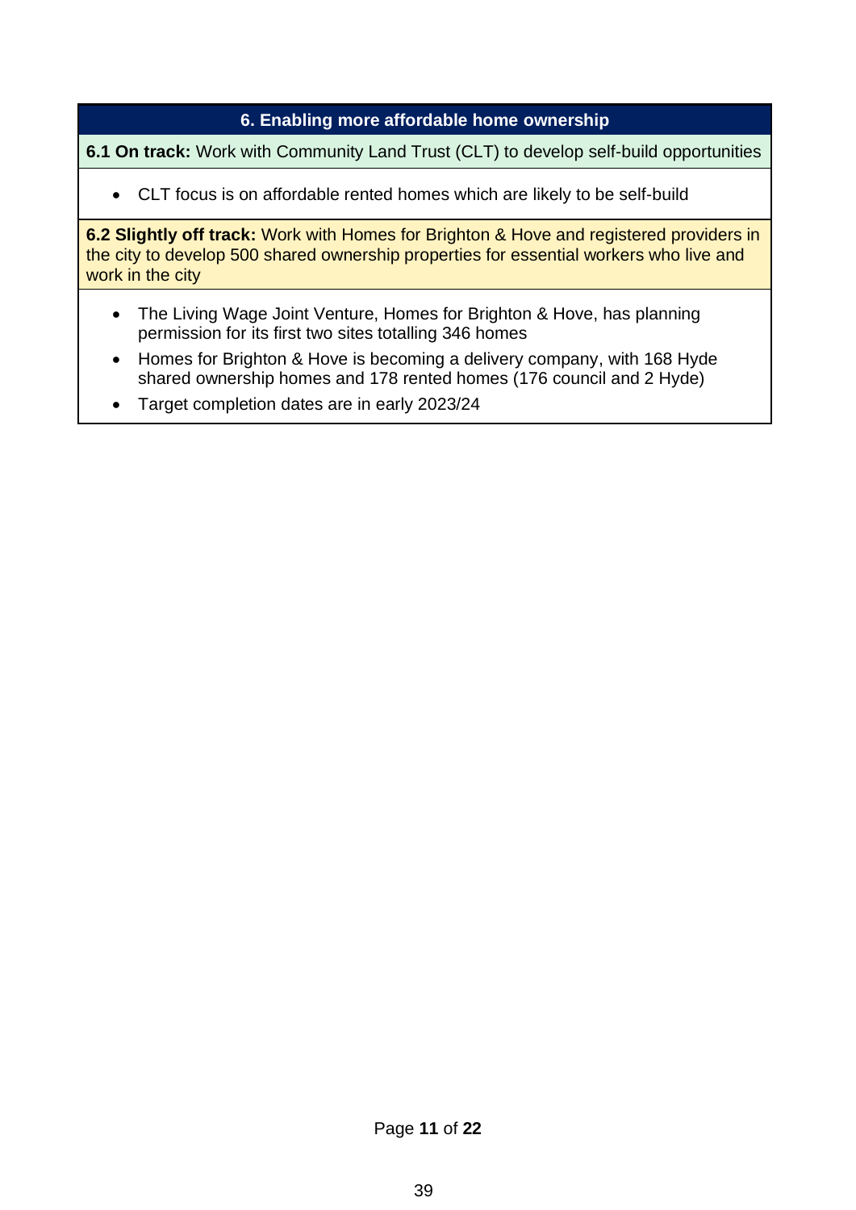| 6. Enabling more affordable home ownership |
| --- |
| **6.1 On track:** Work with Community Land Trust (CLT) to develop self-build opportunities |
| • CLT focus is on affordable rented homes which are likely to be self-build |
| **6.2 Slightly off track:** Work with Homes for Brighton & Hove and registered providers in the city to develop 500 shared ownership properties for essential workers who live and work in the city |
| • The Living Wage Joint Venture, Homes for Brighton & Hove, has planning permission for its first two sites totalling 346 homes<br>• Homes for Brighton & Hove is becoming a delivery company, with 168 Hyde shared ownership homes and 178 rented homes (176 council and 2 Hyde)<br>• Target completion dates are in early 2023/24 |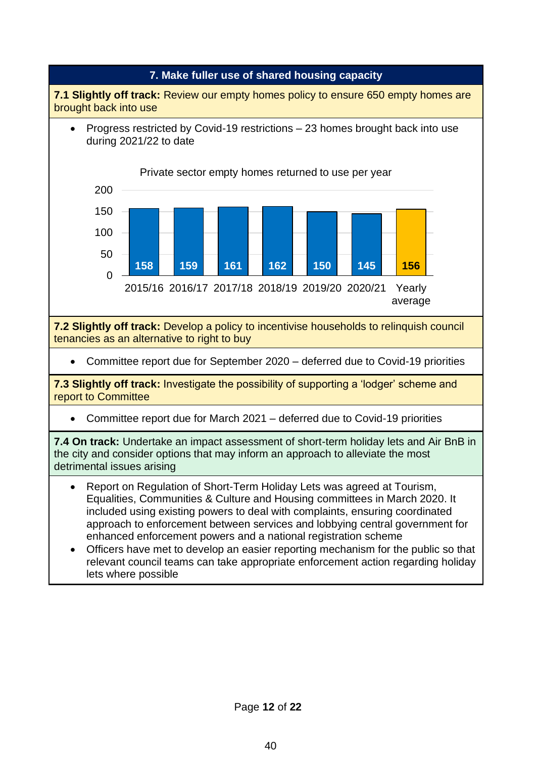## 7. Make fuller use of shared housing capacity

**7.1 Slightly off track:** Review our empty homes policy to ensure 650 empty homes are brought back into use

- Progress restricted by Covid-19 restrictions – 23 homes brought back into use during 2021/22 to date

Private sector empty homes returned to use per year

200
150
100
50
0

158
159
161
162
150
145
156

2015/16
2016/17
2017/18
2018/19
2019/20
2020/21
Yearly average

**7.2 Slightly off track:** Develop a policy to incentivise households to relinquish council tenancies as an alternative to right to buy

- Committee report due for September 2020 – deferred due to Covid-19 priorities

**7.3 Slightly off track:** Investigate the possibility of supporting a 'lodger' scheme and report to Committee

- Committee report due for March 2021 – deferred due to Covid-19 priorities

**7.4 On track:** Undertake an impact assessment of short-term holiday lets and Air BnB in the city and consider options that may inform an approach to alleviate the most detrimental issues arising

- Report on Regulation of Short-Term Holiday Lets was agreed at Tourism, Equalities, Communities & Culture and Housing committees in March 2020. It included using existing powers to deal with complaints, ensuring coordinated approach to enforcement between services and lobbying central government for enhanced enforcement powers and a national registration scheme
- Officers have met to develop an easier reporting mechanism for the public so that relevant council teams can take appropriate enforcement action regarding holiday lets where possible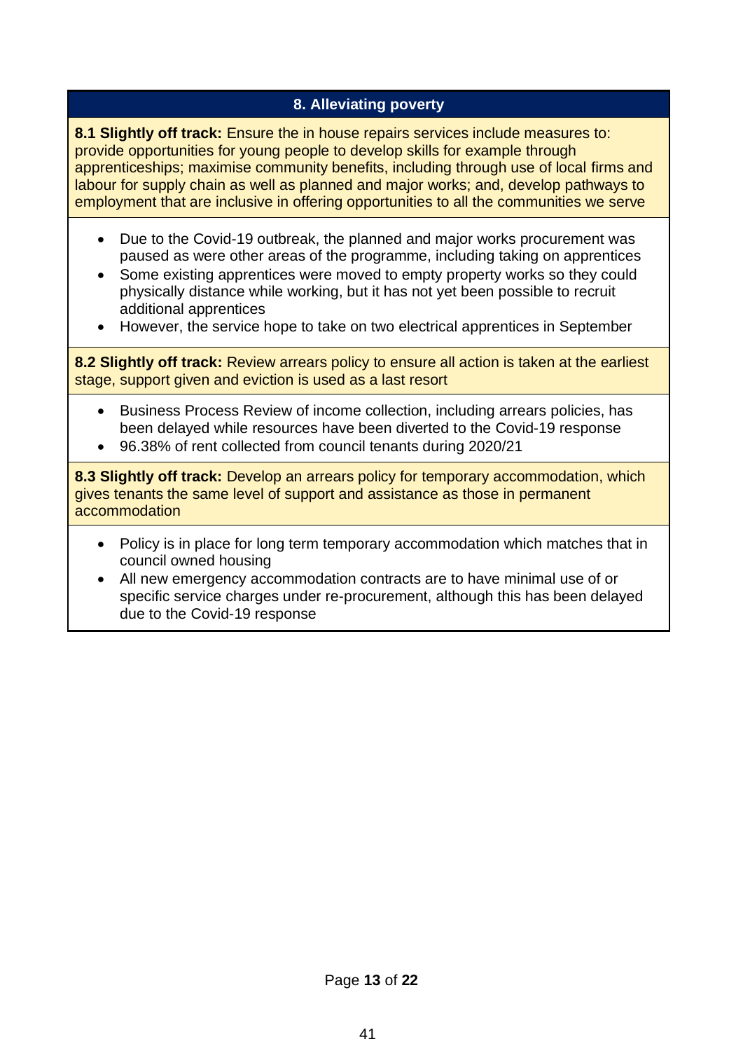## 8. Alleviating poverty

**8.1 Slightly off track:** Ensure the in house repairs services include measures to: provide opportunities for young people to develop skills for example through apprenticeships; maximise community benefits, including through use of local firms and labour for supply chain as well as planned and major works; and, develop pathways to employment that are inclusive in offering opportunities to all the communities we serve

- Due to the Covid-19 outbreak, the planned and major works procurement was paused as were other areas of the programme, including taking on apprentices
- Some existing apprentices were moved to empty property works so they could physically distance while working, but it has not yet been possible to recruit additional apprentices
- However, the service hope to take on two electrical apprentices in September

**8.2 Slightly off track:** Review arrears policy to ensure all action is taken at the earliest stage, support given and eviction is used as a last resort

- Business Process Review of income collection, including arrears policies, has been delayed while resources have been diverted to the Covid-19 response
- 96.38% of rent collected from council tenants during 2020/21

**8.3 Slightly off track:** Develop an arrears policy for temporary accommodation, which gives tenants the same level of support and assistance as those in permanent accommodation

- Policy is in place for long term temporary accommodation which matches that in council owned housing
- All new emergency accommodation contracts are to have minimal use of or specific service charges under re-procurement, although this has been delayed due to the Covid-19 response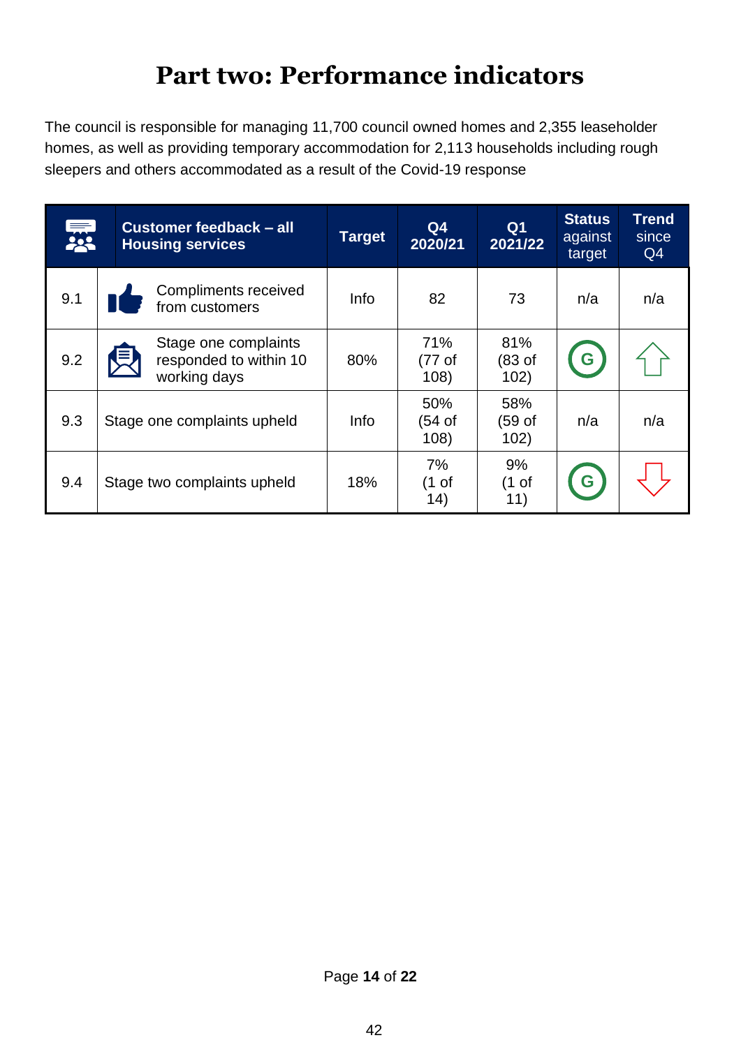# Part two: Performance indicators

The council is responsible for managing 11,700 council owned homes and 2,355 leaseholder homes, as well as providing temporary accommodation for 2,113 households including rough sleepers and others accommodated as a result of the Covid-19 response

| | Customer feedback – all Housing services | Target | Q4 2020/21 | Q1 2021/22 | Status against target | Trend since Q4 |
|---|---|---|---|---|---|---|
| 9.1 | Compliments received from customers | Info | 82 | 73 | n/a | n/a |
| 9.2 | Stage one complaints responded to within 10 working days | 80% | 71% (77 of 108) | 81% (83 of 102) | G | Up |
| 9.3 | Stage one complaints upheld | Info | 50% (54 of 108) | 58% (59 of 102) | n/a | n/a |
| 9.4 | Stage two complaints upheld | 18% | 7% (1 of 14) | 9% (1 of 11) | G | Down |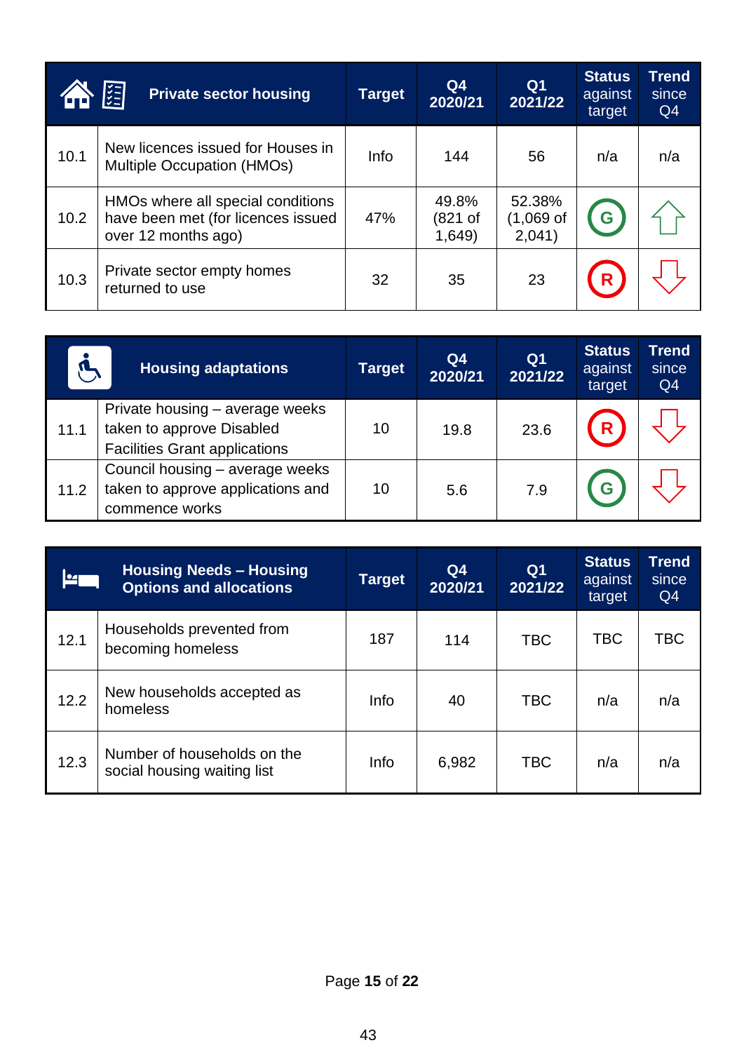| | Private sector housing | Target | Q4 2020/21 | Q1 2021/22 | Status against target | Trend since Q4 |
|---|---|---|---|---|---|---|
| 10.1 | New licences issued for Houses in Multiple Occupation (HMOs) | Info | 144 | 56 | n/a | n/a |
| 10.2 | HMOs where all special conditions have been met (for licences issued over 12 months ago) | 47% | 49.8% (821 of 1,649) | 52.38% (1,069 of 2,041) | G | ⇧ |
| 10.3 | Private sector empty homes returned to use | 32 | 35 | 23 | R | ⇩ |

| | Housing adaptations | Target | Q4 2020/21 | Q1 2021/22 | Status against target | Trend since Q4 |
|---|---|---|---|---|---|---|
| 11.1 | Private housing – average weeks taken to approve Disabled Facilities Grant applications | 10 | 19.8 | 23.6 | R | ⇩ |
| 11.2 | Council housing – average weeks taken to approve applications and commence works | 10 | 5.6 | 7.9 | G | ⇩ |

| | Housing Needs – Housing Options and allocations | Target | Q4 2020/21 | Q1 2021/22 | Status against target | Trend since Q4 |
|---|---|---|---|---|---|---|
| 12.1 | Households prevented from becoming homeless | 187 | 114 | TBC | TBC | TBC |
| 12.2 | New households accepted as homeless | Info | 40 | TBC | n/a | n/a |
| 12.3 | Number of households on the social housing waiting list | Info | 6,982 | TBC | n/a | n/a |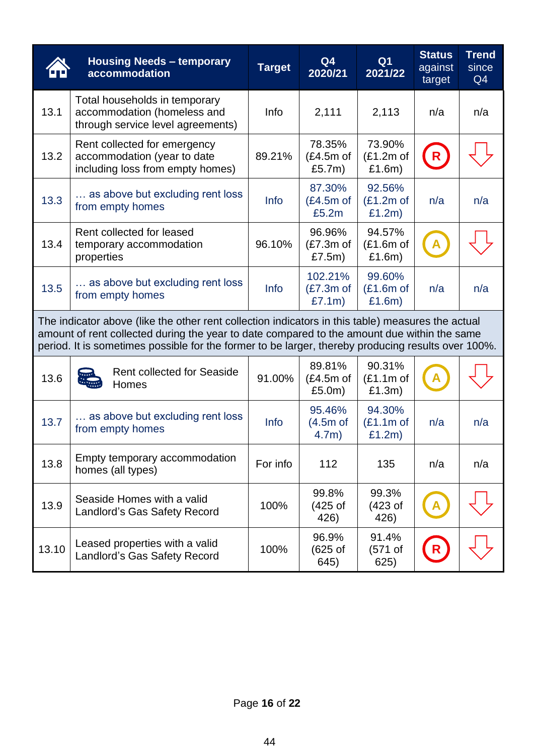| | Housing Needs – temporary accommodation | Target | Q4 2020/21 | Q1 2021/22 | Status against target | Trend since Q4 |
|---|---|---|---|---|---|---|
| 13.1 | Total households in temporary accommodation (homeless and through service level agreements) | Info | 2,111 | 2,113 | n/a | n/a |
| 13.2 | Rent collected for emergency accommodation (year to date including loss from empty homes) | 89.21% | 78.35% (£4.5m of £5.7m) | 73.90% (£1.2m of £1.6m) | R | ⇩ |
| 13.3 | … as above but excluding rent loss from empty homes | Info | 87.30% (£4.5m of £5.2m | 92.56% (£1.2m of £1.2m) | n/a | n/a |
| 13.4 | Rent collected for leased temporary accommodation properties | 96.10% | 96.96% (£7.3m of £7.5m) | 94.57% (£1.6m of £1.6m) | A | ⇩ |
| 13.5 | … as above but excluding rent loss from empty homes | Info | 102.21% (£7.3m of £7.1m) | 99.60% (£1.6m of £1.6m) | n/a | n/a |
| The indicator above (like the other rent collection indicators in this table) measures the actual amount of rent collected during the year to date compared to the amount due within the same period. It is sometimes possible for the former to be larger, thereby producing results over 100%. | | | | | | |
| 13.6 | Rent collected for Seaside Homes | 91.00% | 89.81% (£4.5m of £5.0m) | 90.31% (£1.1m of £1.3m) | A | ⇩ |
| 13.7 | … as above but excluding rent loss from empty homes | Info | 95.46% (4.5m of 4.7m) | 94.30% (£1.1m of £1.2m) | n/a | n/a |
| 13.8 | Empty temporary accommodation homes (all types) | For info | 112 | 135 | n/a | n/a |
| 13.9 | Seaside Homes with a valid Landlord's Gas Safety Record | 100% | 99.8% (425 of 426) | 99.3% (423 of 426) | A | ⇩ |
| 13.10 | Leased properties with a valid Landlord's Gas Safety Record | 100% | 96.9% (625 of 645) | 91.4% (571 of 625) | R | ⇩ |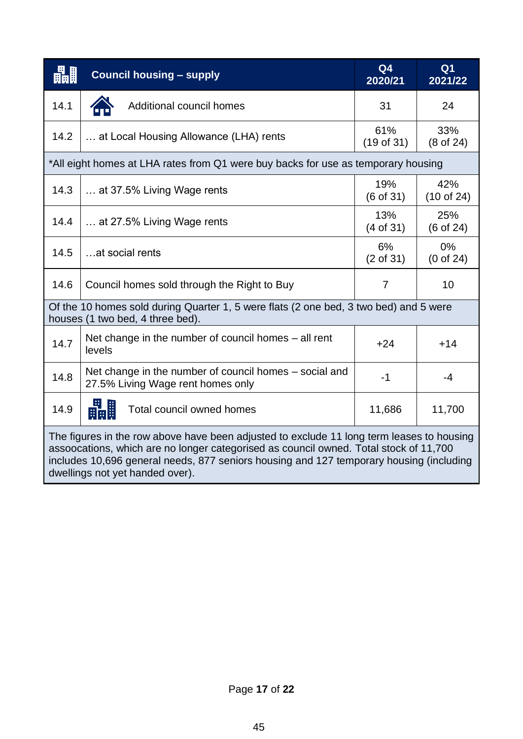| | Council housing – supply | Q4 2020/21 | Q1 2021/22 |
|---|---|---|---|
| 14.1 | Additional council homes | 31 | 24 |
| 14.2 | … at Local Housing Allowance (LHA) rents | 61% (19 of 31) | 33% (8 of 24) |
| *All eight homes at LHA rates from Q1 were buy backs for use as temporary housing | | | |
| 14.3 | … at 37.5% Living Wage rents | 19% (6 of 31) | 42% (10 of 24) |
| 14.4 | … at 27.5% Living Wage rents | 13% (4 of 31) | 25% (6 of 24) |
| 14.5 | …at social rents | 6% (2 of 31) | 0% (0 of 24) |
| 14.6 | Council homes sold through the Right to Buy | 7 | 10 |
| Of the 10 homes sold during Quarter 1, 5 were flats (2 one bed, 3 two bed) and 5 were houses (1 two bed, 4 three bed). | | | |
| 14.7 | Net change in the number of council homes – all rent levels | +24 | +14 |
| 14.8 | Net change in the number of council homes – social and 27.5% Living Wage rent homes only | -1 | -4 |
| 14.9 | Total council owned homes | 11,686 | 11,700 |
| The figures in the row above have been adjusted to exclude 11 long term leases to housing assoocations, which are no longer categorised as council owned. Total stock of 11,700 includes 10,696 general needs, 877 seniors housing and 127 temporary housing (including dwellings not yet handed over). | | | |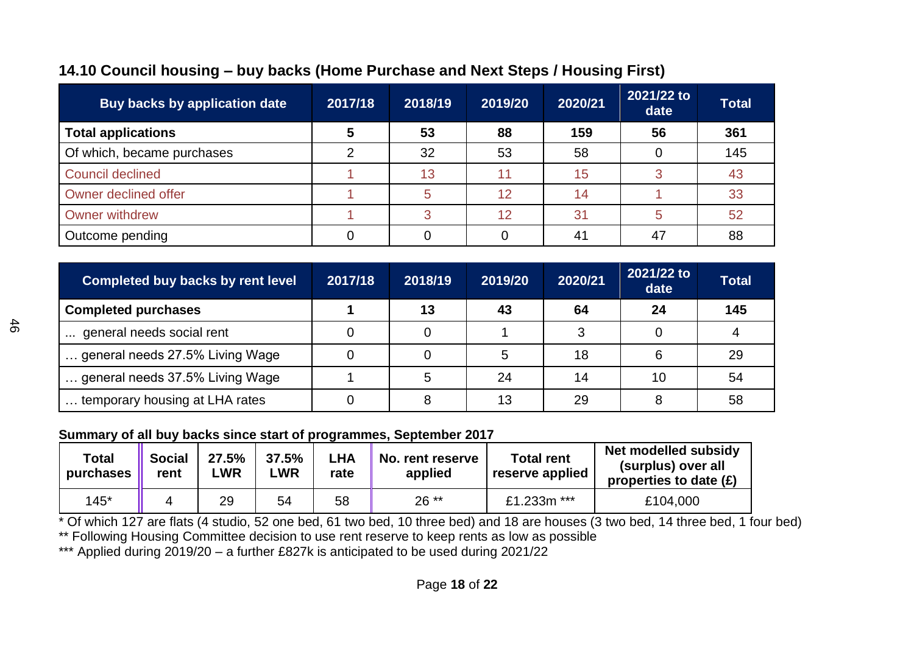## 14.10 Council housing – buy backs (Home Purchase and Next Steps / Housing First)

| Buy backs by application date | 2017/18 | 2018/19 | 2019/20 | 2020/21 | 2021/22 to date | Total |
|---|---|---|---|---|---|---|
| **Total applications** | **5** | **53** | **88** | **159** | **56** | **361** |
| Of which, became purchases | 2 | 32 | 53 | 58 | 0 | 145 |
| Council declined | 1 | 13 | 11 | 15 | 3 | 43 |
| Owner declined offer | 1 | 5 | 12 | 14 | 1 | 33 |
| Owner withdrew | 1 | 3 | 12 | 31 | 5 | 52 |
| Outcome pending | 0 | 0 | 0 | 41 | 47 | 88 |

| Completed buy backs by rent level | 2017/18 | 2018/19 | 2019/20 | 2020/21 | 2021/22 to date | Total |
|---|---|---|---|---|---|---|
| **Completed purchases** | **1** | **13** | **43** | **64** | **24** | **145** |
| ... general needs social rent | 0 | 0 | 1 | 3 | 0 | 4 |
| … general needs 27.5% Living Wage | 0 | 0 | 5 | 18 | 6 | 29 |
| … general needs 37.5% Living Wage | 1 | 5 | 24 | 14 | 10 | 54 |
| … temporary housing at LHA rates | 0 | 8 | 13 | 29 | 8 | 58 |

**Summary of all buy backs since start of programmes, September 2017**

| Total purchases | Social rent | 27.5% LWR | 37.5% LWR | LHA rate | No. rent reserve applied | Total rent reserve applied | Net modelled subsidy (surplus) over all properties to date (£) |
|---|---|---|---|---|---|---|---|
| 145* | 4 | 29 | 54 | 58 | 26 ** | £1.233m *** | £104,000 |

\* Of which 127 are flats (4 studio, 52 one bed, 61 two bed, 10 three bed) and 18 are houses (3 two bed, 14 three bed, 1 four bed)
** Following Housing Committee decision to use rent reserve to keep rents as low as possible
*** Applied during 2019/20 – a further £827k is anticipated to be used during 2021/22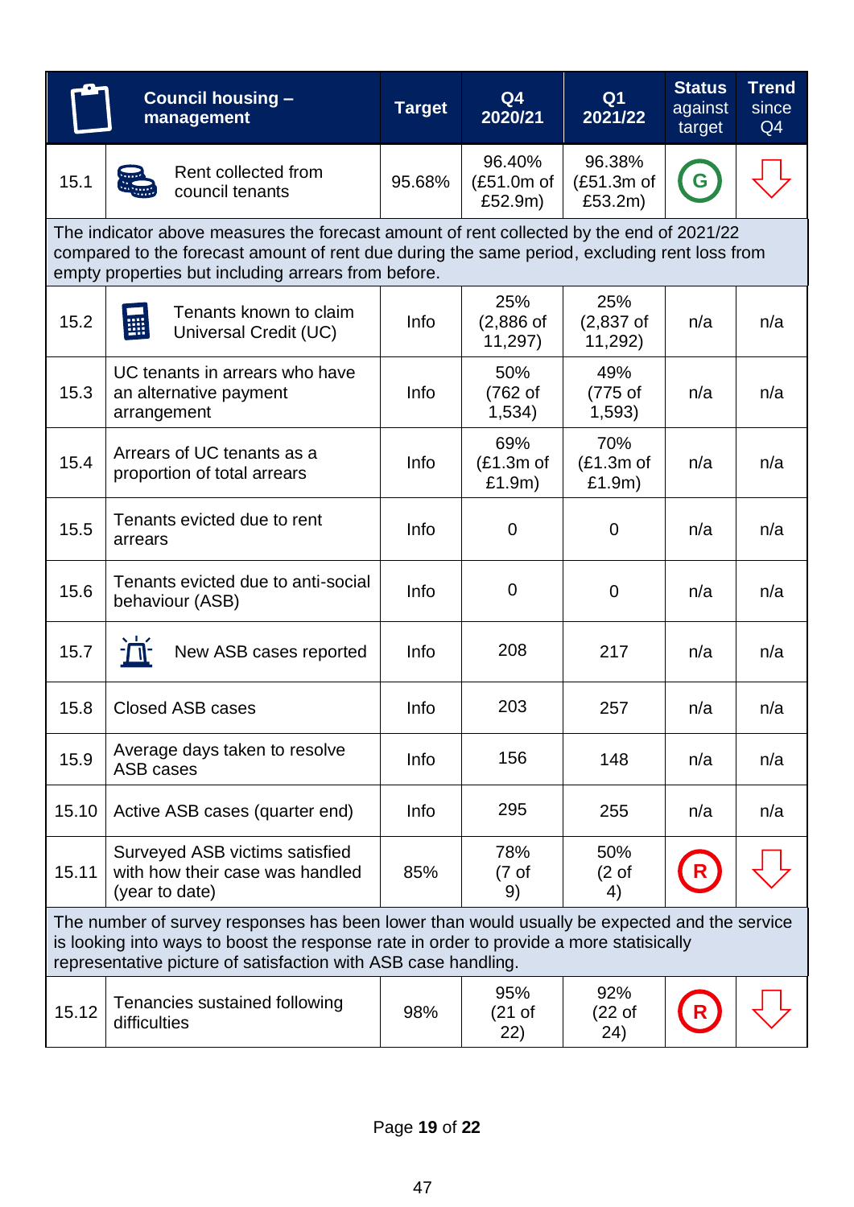| | Council housing – management | Target | Q4 2020/21 | Q1 2021/22 | Status against target | Trend since Q4 |
|---|---|---|---|---|---|---|
| 15.1 | Rent collected from council tenants | 95.68% | 96.40% (£51.0m of £52.9m) | 96.38% (£51.3m of £53.2m) | G | ⇩ |
| The indicator above measures the forecast amount of rent collected by the end of 2021/22 compared to the forecast amount of rent due during the same period, excluding rent loss from empty properties but including arrears from before. | | | | | | |
| 15.2 | Tenants known to claim Universal Credit (UC) | Info | 25% (2,886 of 11,297) | 25% (2,837 of 11,292) | n/a | n/a |
| 15.3 | UC tenants in arrears who have an alternative payment arrangement | Info | 50% (762 of 1,534) | 49% (775 of 1,593) | n/a | n/a |
| 15.4 | Arrears of UC tenants as a proportion of total arrears | Info | 69% (£1.3m of £1.9m) | 70% (£1.3m of £1.9m) | n/a | n/a |
| 15.5 | Tenants evicted due to rent arrears | Info | 0 | 0 | n/a | n/a |
| 15.6 | Tenants evicted due to anti-social behaviour (ASB) | Info | 0 | 0 | n/a | n/a |
| 15.7 | New ASB cases reported | Info | 208 | 217 | n/a | n/a |
| 15.8 | Closed ASB cases | Info | 203 | 257 | n/a | n/a |
| 15.9 | Average days taken to resolve ASB cases | Info | 156 | 148 | n/a | n/a |
| 15.10 | Active ASB cases (quarter end) | Info | 295 | 255 | n/a | n/a |
| 15.11 | Surveyed ASB victims satisfied with how their case was handled (year to date) | 85% | 78% (7 of 9) | 50% (2 of 4) | R | ⇩ |
| The number of survey responses has been lower than would usually be expected and the service is looking into ways to boost the response rate in order to provide a more statisically representative picture of satisfaction with ASB case handling. | | | | | | |
| 15.12 | Tenancies sustained following difficulties | 98% | 95% (21 of 22) | 92% (22 of 24) | R | ⇩ |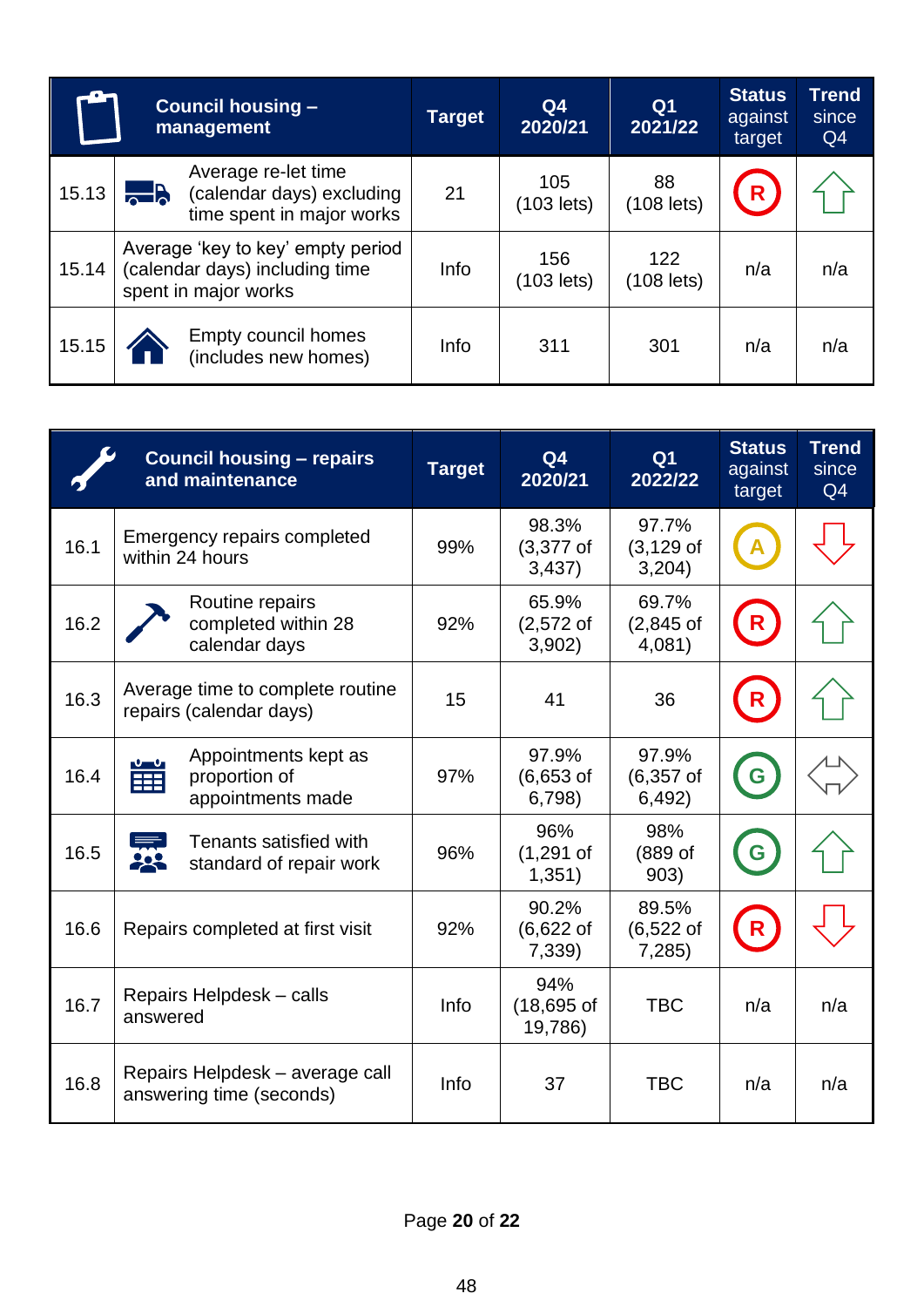| | Council housing – management | Target | Q4 2020/21 | Q1 2021/22 | Status against target | Trend since Q4 |
|---|---|---|---|---|---|---|
| 15.13 | Average re-let time (calendar days) excluding time spent in major works | 21 | 105 (103 lets) | 88 (108 lets) | R | ⇧ |
| 15.14 | Average 'key to key' empty period (calendar days) including time spent in major works | Info | 156 (103 lets) | 122 (108 lets) | n/a | n/a |
| 15.15 | Empty council homes (includes new homes) | Info | 311 | 301 | n/a | n/a |

| | Council housing – repairs and maintenance | Target | Q4 2020/21 | Q1 2022/22 | Status against target | Trend since Q4 |
|---|---|---|---|---|---|---|
| 16.1 | Emergency repairs completed within 24 hours | 99% | 98.3% (3,377 of 3,437) | 97.7% (3,129 of 3,204) | A | ⇩ |
| 16.2 | Routine repairs completed within 28 calendar days | 92% | 65.9% (2,572 of 3,902) | 69.7% (2,845 of 4,081) | R | ⇧ |
| 16.3 | Average time to complete routine repairs (calendar days) | 15 | 41 | 36 | R | ⇧ |
| 16.4 | Appointments kept as proportion of appointments made | 97% | 97.9% (6,653 of 6,798) | 97.9% (6,357 of 6,492) | G | ⇔ |
| 16.5 | Tenants satisfied with standard of repair work | 96% | 96% (1,291 of 1,351) | 98% (889 of 903) | G | ⇧ |
| 16.6 | Repairs completed at first visit | 92% | 90.2% (6,622 of 7,339) | 89.5% (6,522 of 7,285) | R | ⇩ |
| 16.7 | Repairs Helpdesk – calls answered | Info | 94% (18,695 of 19,786) | TBC | n/a | n/a |
| 16.8 | Repairs Helpdesk – average call answering time (seconds) | Info | 37 | TBC | n/a | n/a |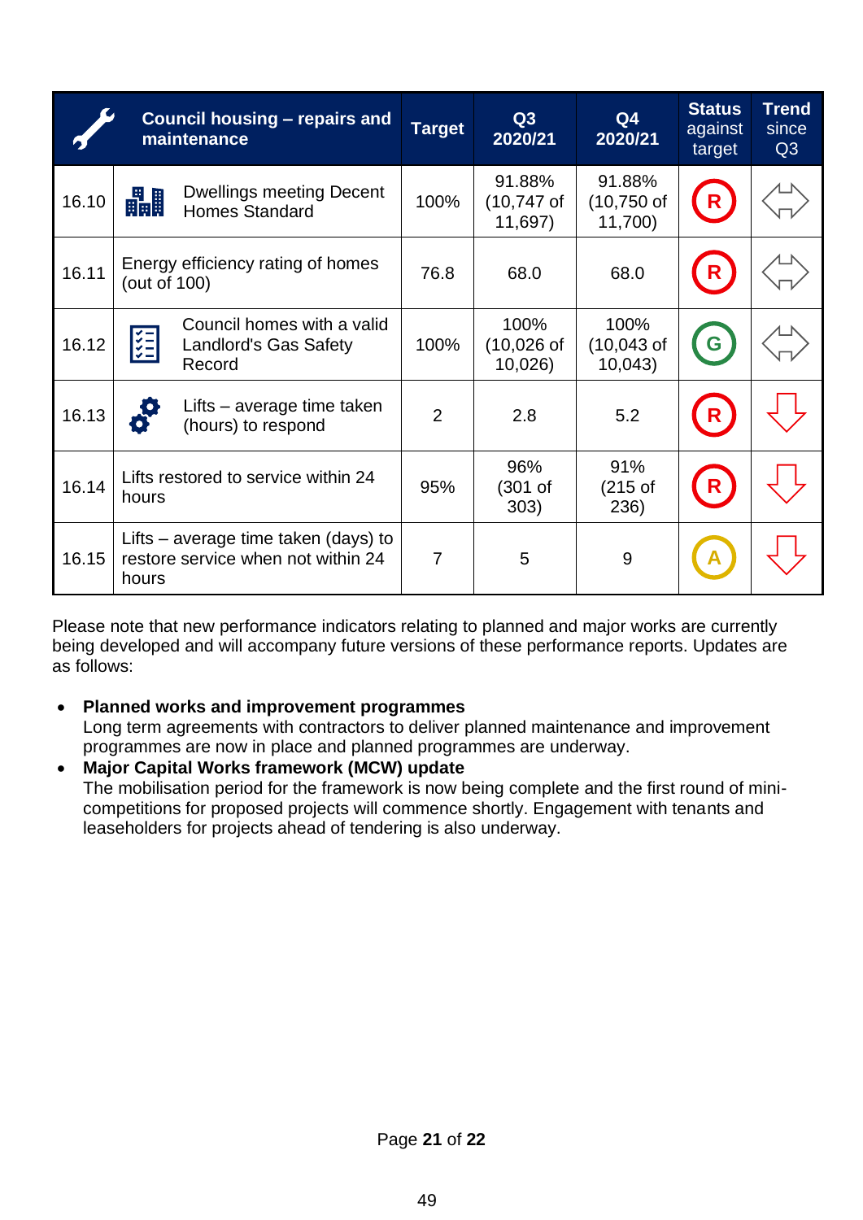| | Council housing – repairs and maintenance | Target | Q3 2020/21 | Q4 2020/21 | Status against target | Trend since Q3 |
|---|---|---|---|---|---|---|
| 16.10 | Dwellings meeting Decent Homes Standard | 100% | 91.88% (10,747 of 11,697) | 91.88% (10,750 of 11,700) | R | ⇔ |
| 16.11 | Energy efficiency rating of homes (out of 100) | 76.8 | 68.0 | 68.0 | R | ⇔ |
| 16.12 | Council homes with a valid Landlord's Gas Safety Record | 100% | 100% (10,026 of 10,026) | 100% (10,043 of 10,043) | G | ⇔ |
| 16.13 | Lifts – average time taken (hours) to respond | 2 | 2.8 | 5.2 | R | ⇩ |
| 16.14 | Lifts restored to service within 24 hours | 95% | 96% (301 of 303) | 91% (215 of 236) | R | ⇩ |
| 16.15 | Lifts – average time taken (days) to restore service when not within 24 hours | 7 | 5 | 9 | A | ⇩ |

Please note that new performance indicators relating to planned and major works are currently being developed and will accompany future versions of these performance reports. Updates are as follows:

- **Planned works and improvement programmes**
  Long term agreements with contractors to deliver planned maintenance and improvement programmes are now in place and planned programmes are underway.
- **Major Capital Works framework (MCW) update**
  The mobilisation period for the framework is now being complete and the first round of mini-competitions for proposed projects will commence shortly. Engagement with tenants and leaseholders for projects ahead of tendering is also underway.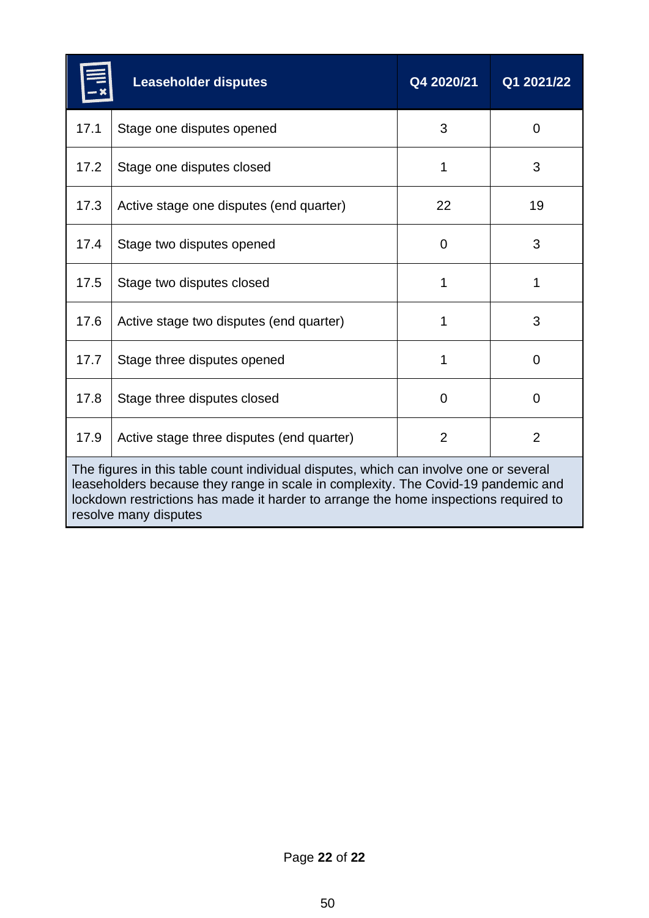| | Leaseholder disputes | Q4 2020/21 | Q1 2021/22 |
|---|---|---|---|
| 17.1 | Stage one disputes opened | 3 | 0 |
| 17.2 | Stage one disputes closed | 1 | 3 |
| 17.3 | Active stage one disputes (end quarter) | 22 | 19 |
| 17.4 | Stage two disputes opened | 0 | 3 |
| 17.5 | Stage two disputes closed | 1 | 1 |
| 17.6 | Active stage two disputes (end quarter) | 1 | 3 |
| 17.7 | Stage three disputes opened | 1 | 0 |
| 17.8 | Stage three disputes closed | 0 | 0 |
| 17.9 | Active stage three disputes (end quarter) | 2 | 2 |

The figures in this table count individual disputes, which can involve one or several leaseholders because they range in scale in complexity. The Covid-19 pandemic and lockdown restrictions has made it harder to arrange the home inspections required to resolve many disputes